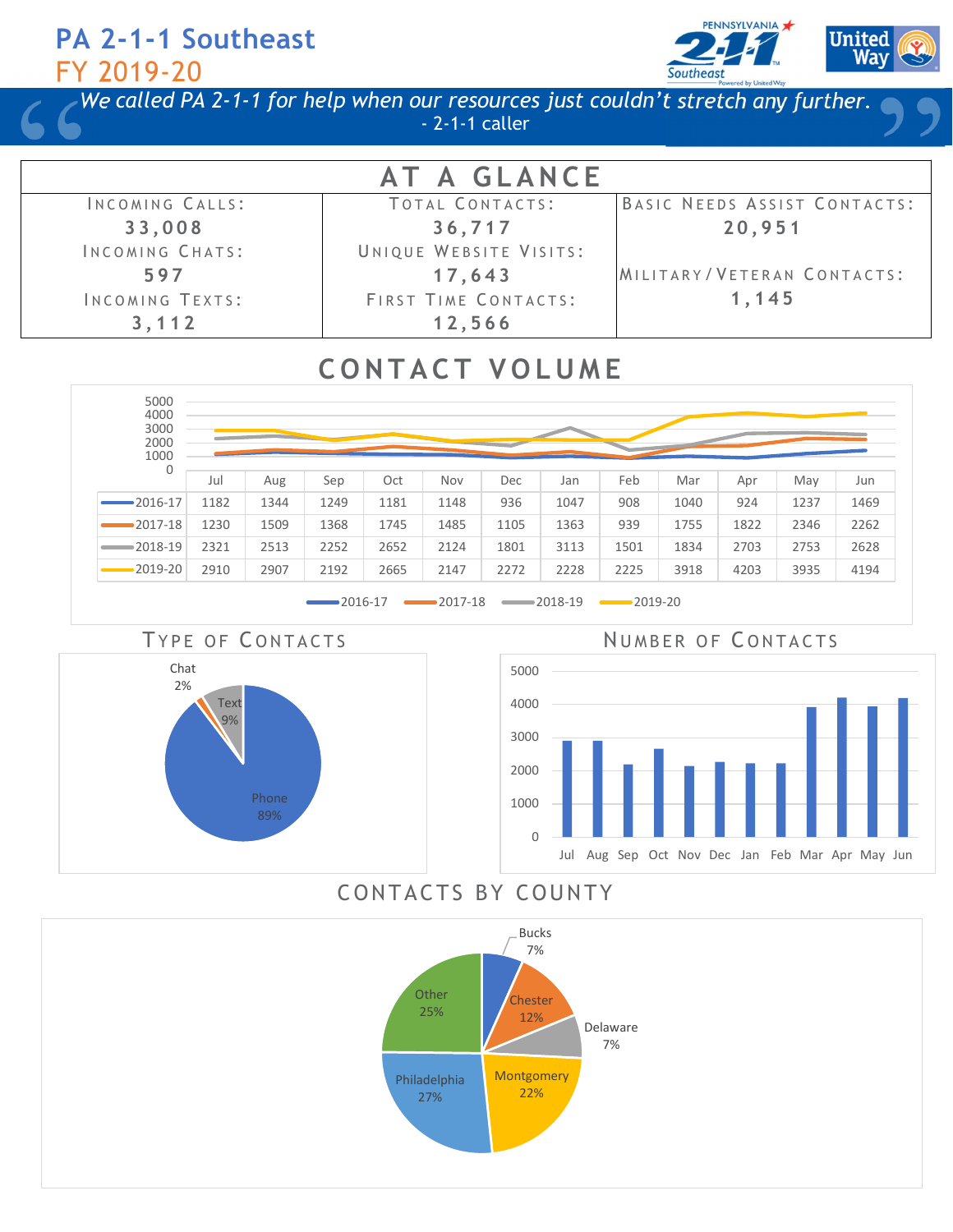# PA 2-1-1 Southeast

## FY 2019-20

> *We called PA 2-1-1 for help when our resources just couldn't stretch any further.*
> - 2-1-1 caller

## AT A GLANCE

| | | |
|---|---|---|
| INCOMING CALLS: **33,008** | TOTAL CONTACTS: **36,717** | BASIC NEEDS ASSIST CONTACTS: **20,951** |
| INCOMING CHATS: **597** | UNIQUE WEBSITE VISITS: **17,643** | MILITARY/VETERAN CONTACTS: **1,145** |
| INCOMING TEXTS: **3,112** | FIRST TIME CONTACTS: **12,566** | |

## CONTACT VOLUME

| | Jul | Aug | Sep | Oct | Nov | Dec | Jan | Feb | Mar | Apr | May | Jun |
|---|---|---|---|---|---|---|---|---|---|---|---|---|
| 2016-17 | 1182 | 1344 | 1249 | 1181 | 1148 | 936 | 1047 | 908 | 1040 | 924 | 1237 | 1469 |
| 2017-18 | 1230 | 1509 | 1368 | 1745 | 1485 | 1105 | 1363 | 939 | 1755 | 1822 | 2346 | 2262 |
| 2018-19 | 2321 | 2513 | 2252 | 2652 | 2124 | 1801 | 3113 | 1501 | 1834 | 2703 | 2753 | 2628 |
| 2019-20 | 2910 | 2907 | 2192 | 2665 | 2147 | 2272 | 2228 | 2225 | 3918 | 4203 | 3935 | 4194 |

## TYPE OF CONTACTS

- Phone: 89%
- Text: 9%
- Chat: 2%

## NUMBER OF CONTACTS

| Jul | Aug | Sep | Oct | Nov | Dec | Jan | Feb | Mar | Apr | May | Jun |
|---|---|---|---|---|---|---|---|---|---|---|---|
| 2910 | 2907 | 2192 | 2665 | 2147 | 2272 | 2228 | 2225 | 3918 | 4203 | 3935 | 4194 |

## CONTACTS BY COUNTY

- Bucks: 7%
- Chester: 12%
- Delaware: 7%
- Montgomery: 22%
- Philadelphia: 27%
- Other: 25%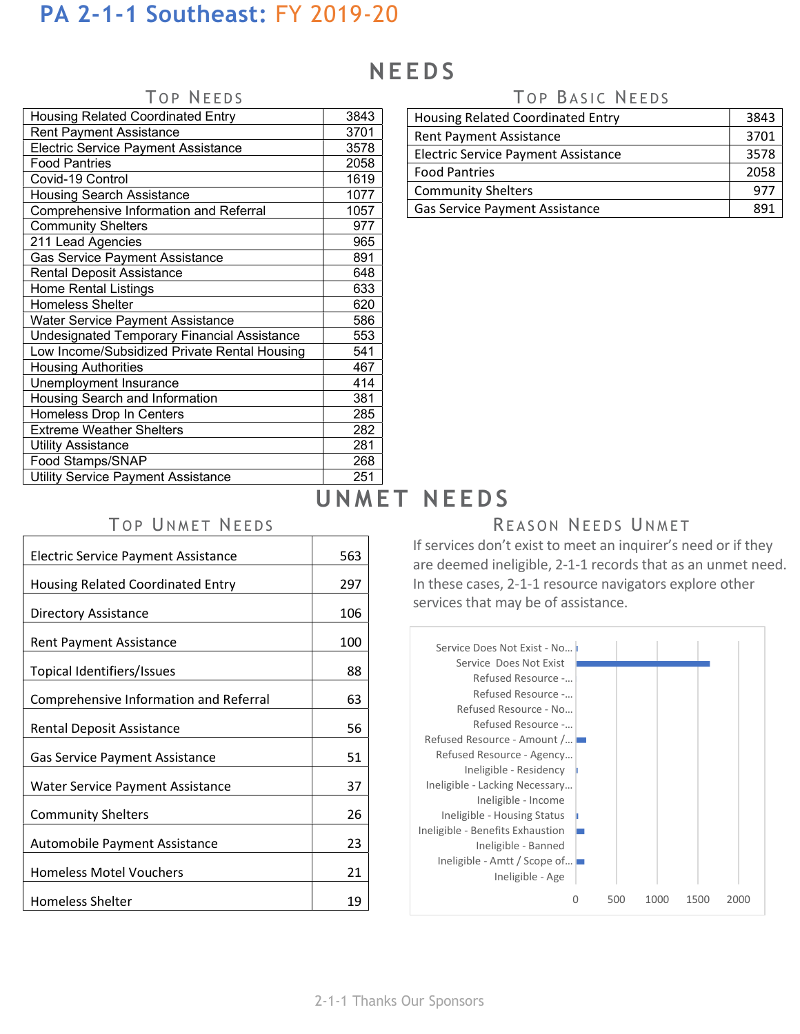# PA 2-1-1 Southeast: FY 2019-20

## NEEDS

### Top Needs

| Need | Count |
|---|---|
| Housing Related Coordinated Entry | 3843 |
| Rent Payment Assistance | 3701 |
| Electric Service Payment Assistance | 3578 |
| Food Pantries | 2058 |
| Covid-19 Control | 1619 |
| Housing Search Assistance | 1077 |
| Comprehensive Information and Referral | 1057 |
| Community Shelters | 977 |
| 211 Lead Agencies | 965 |
| Gas Service Payment Assistance | 891 |
| Rental Deposit Assistance | 648 |
| Home Rental Listings | 633 |
| Homeless Shelter | 620 |
| Water Service Payment Assistance | 586 |
| Undesignated Temporary Financial Assistance | 553 |
| Low Income/Subsidized Private Rental Housing | 541 |
| Housing Authorities | 467 |
| Unemployment Insurance | 414 |
| Housing Search and Information | 381 |
| Homeless Drop In Centers | 285 |
| Extreme Weather Shelters | 282 |
| Utility Assistance | 281 |
| Food Stamps/SNAP | 268 |
| Utility Service Payment Assistance | 251 |

### Top Basic Needs

| Need | Count |
|---|---|
| Housing Related Coordinated Entry | 3843 |
| Rent Payment Assistance | 3701 |
| Electric Service Payment Assistance | 3578 |
| Food Pantries | 2058 |
| Community Shelters | 977 |
| Gas Service Payment Assistance | 891 |

## UNMET NEEDS

### Top Unmet Needs

| Need | Count |
|---|---|
| Electric Service Payment Assistance | 563 |
| Housing Related Coordinated Entry | 297 |
| Directory Assistance | 106 |
| Rent Payment Assistance | 100 |
| Topical Identifiers/Issues | 88 |
| Comprehensive Information and Referral | 63 |
| Rental Deposit Assistance | 56 |
| Gas Service Payment Assistance | 51 |
| Water Service Payment Assistance | 37 |
| Community Shelters | 26 |
| Automobile Payment Assistance | 23 |
| Homeless Motel Vouchers | 21 |
| Homeless Shelter | 19 |

### Reason Needs Unmet

If services don't exist to meet an inquirer's need or if they are deemed ineligible, 2-1-1 records that as an unmet need. In these cases, 2-1-1 resource navigators explore other services that may be of assistance.

Service Does Not Exist - No...
Service Does Not Exist
Refused Resource -...
Refused Resource -...
Refused Resource - No...
Refused Resource -...
Refused Resource - Amount /...
Refused Resource - Agency...
Ineligible - Residency
Ineligible - Lacking Necessary...
Ineligible - Income
Ineligible - Housing Status
Ineligible - Benefits Exhaustion
Ineligible - Banned
Ineligible - Amtt / Scope of...
Ineligible - Age

0 500 1000 1500 2000

2-1-1 Thanks Our Sponsors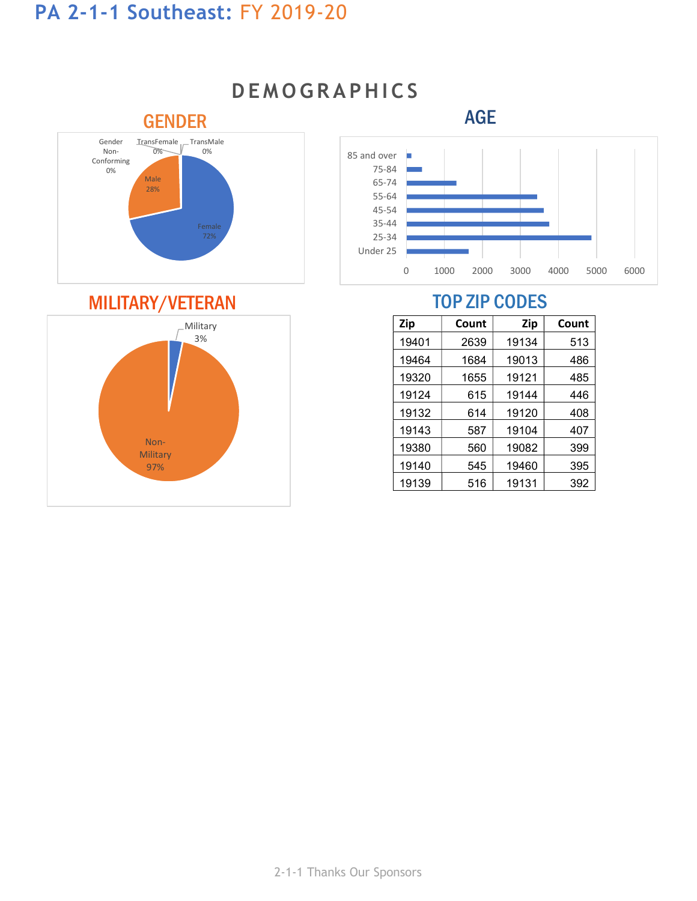# PA 2-1-1 Southeast: FY 2019-20

## DEMOGRAPHICS

### GENDER

Gender Non-Conforming 0%
TransFemale 0%
TransMale 0%
Male 28%
Female 72%

### AGE

85 and over
75-84
65-74
55-64
45-54
35-44
25-34
Under 25

0 1000 2000 3000 4000 5000 6000

### MILITARY/VETERAN

Military 3%
Non-Military 97%

### TOP ZIP CODES

| Zip | Count | Zip | Count |
|---|---|---|---|
| 19401 | 2639 | 19134 | 513 |
| 19464 | 1684 | 19013 | 486 |
| 19320 | 1655 | 19121 | 485 |
| 19124 | 615 | 19144 | 446 |
| 19132 | 614 | 19120 | 408 |
| 19143 | 587 | 19104 | 407 |
| 19380 | 560 | 19082 | 399 |
| 19140 | 545 | 19460 | 395 |
| 19139 | 516 | 19131 | 392 |

2-1-1 Thanks Our Sponsors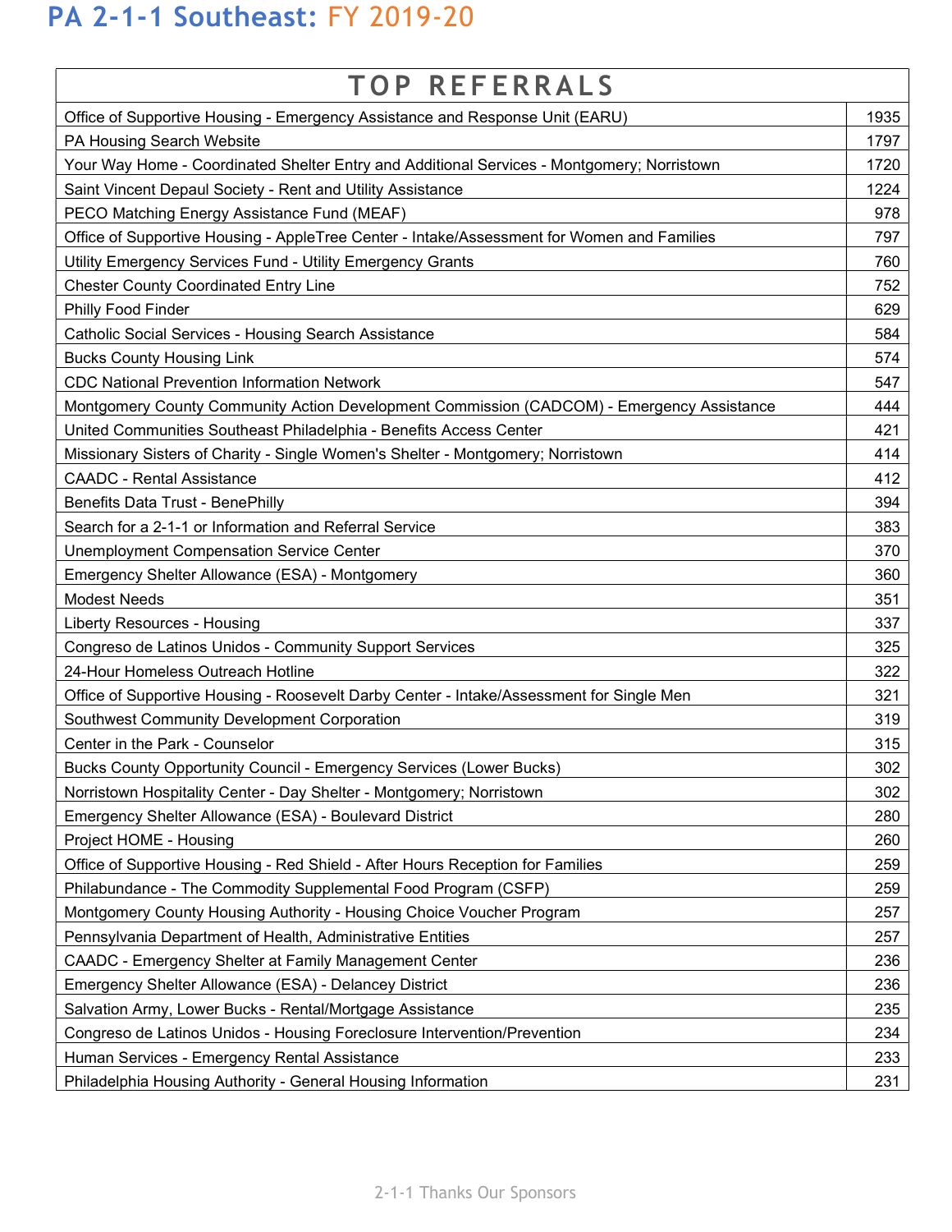# PA 2-1-1 Southeast: FY 2019-20

| TOP REFERRALS | |
|---|---|
| Office of Supportive Housing - Emergency Assistance and Response Unit (EARU) | 1935 |
| PA Housing Search Website | 1797 |
| Your Way Home - Coordinated Shelter Entry and Additional Services - Montgomery; Norristown | 1720 |
| Saint Vincent Depaul Society - Rent and Utility Assistance | 1224 |
| PECO Matching Energy Assistance Fund (MEAF) | 978 |
| Office of Supportive Housing - AppleTree Center - Intake/Assessment for Women and Families | 797 |
| Utility Emergency Services Fund - Utility Emergency Grants | 760 |
| Chester County Coordinated Entry Line | 752 |
| Philly Food Finder | 629 |
| Catholic Social Services - Housing Search Assistance | 584 |
| Bucks County Housing Link | 574 |
| CDC National Prevention Information Network | 547 |
| Montgomery County Community Action Development Commission (CADCOM) - Emergency Assistance | 444 |
| United Communities Southeast Philadelphia - Benefits Access Center | 421 |
| Missionary Sisters of Charity - Single Women's Shelter - Montgomery; Norristown | 414 |
| CAADC - Rental Assistance | 412 |
| Benefits Data Trust - BenePhilly | 394 |
| Search for a 2-1-1 or Information and Referral Service | 383 |
| Unemployment Compensation Service Center | 370 |
| Emergency Shelter Allowance (ESA) - Montgomery | 360 |
| Modest Needs | 351 |
| Liberty Resources - Housing | 337 |
| Congreso de Latinos Unidos - Community Support Services | 325 |
| 24-Hour Homeless Outreach Hotline | 322 |
| Office of Supportive Housing - Roosevelt Darby Center - Intake/Assessment for Single Men | 321 |
| Southwest Community Development Corporation | 319 |
| Center in the Park - Counselor | 315 |
| Bucks County Opportunity Council - Emergency Services (Lower Bucks) | 302 |
| Norristown Hospitality Center - Day Shelter - Montgomery; Norristown | 302 |
| Emergency Shelter Allowance (ESA) - Boulevard District | 280 |
| Project HOME - Housing | 260 |
| Office of Supportive Housing - Red Shield - After Hours Reception for Families | 259 |
| Philabundance - The Commodity Supplemental Food Program (CSFP) | 259 |
| Montgomery County Housing Authority - Housing Choice Voucher Program | 257 |
| Pennsylvania Department of Health, Administrative Entities | 257 |
| CAADC - Emergency Shelter at Family Management Center | 236 |
| Emergency Shelter Allowance (ESA) - Delancey District | 236 |
| Salvation Army, Lower Bucks - Rental/Mortgage Assistance | 235 |
| Congreso de Latinos Unidos - Housing Foreclosure Intervention/Prevention | 234 |
| Human Services - Emergency Rental Assistance | 233 |
| Philadelphia Housing Authority - General Housing Information | 231 |

2-1-1 Thanks Our Sponsors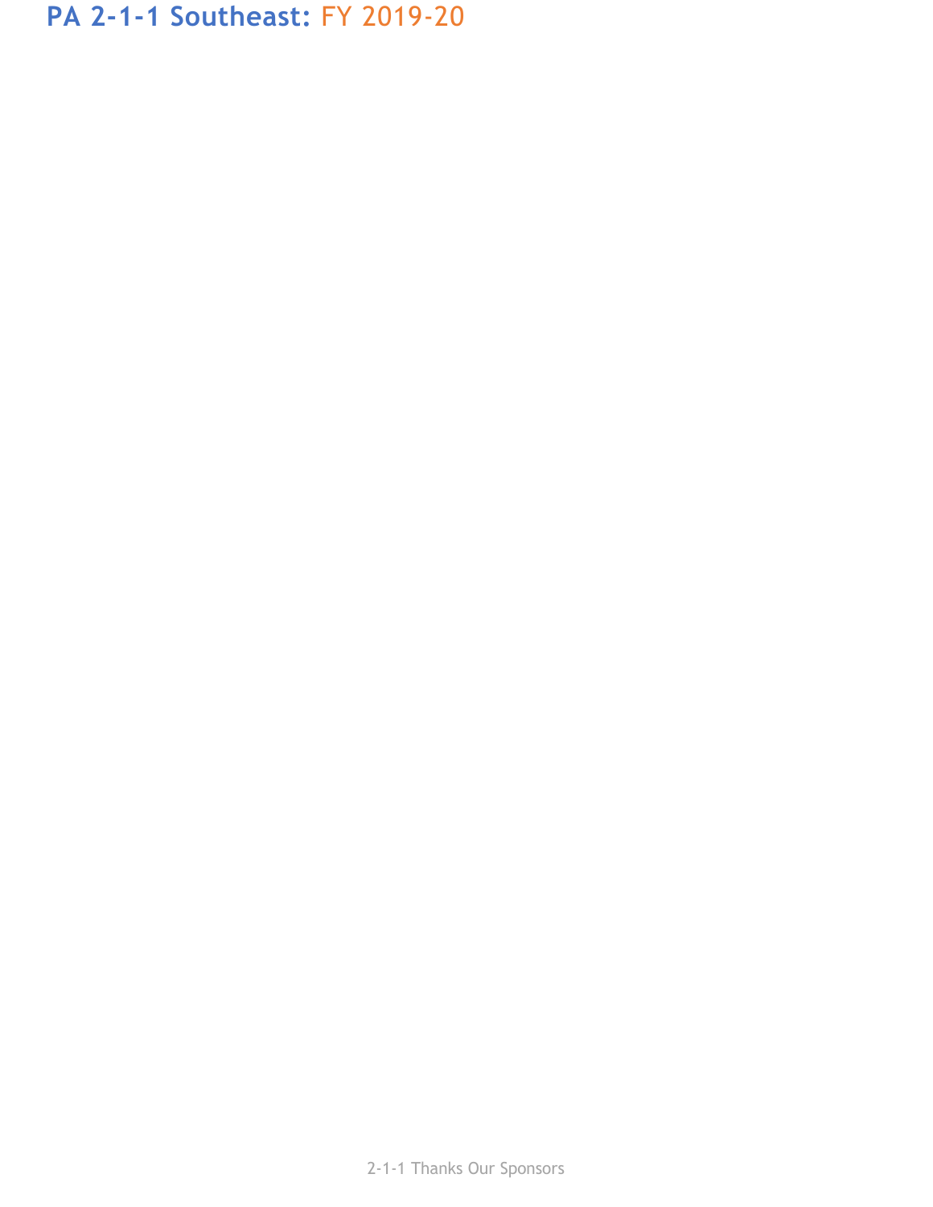2-1-1 Thanks Our Sponsors